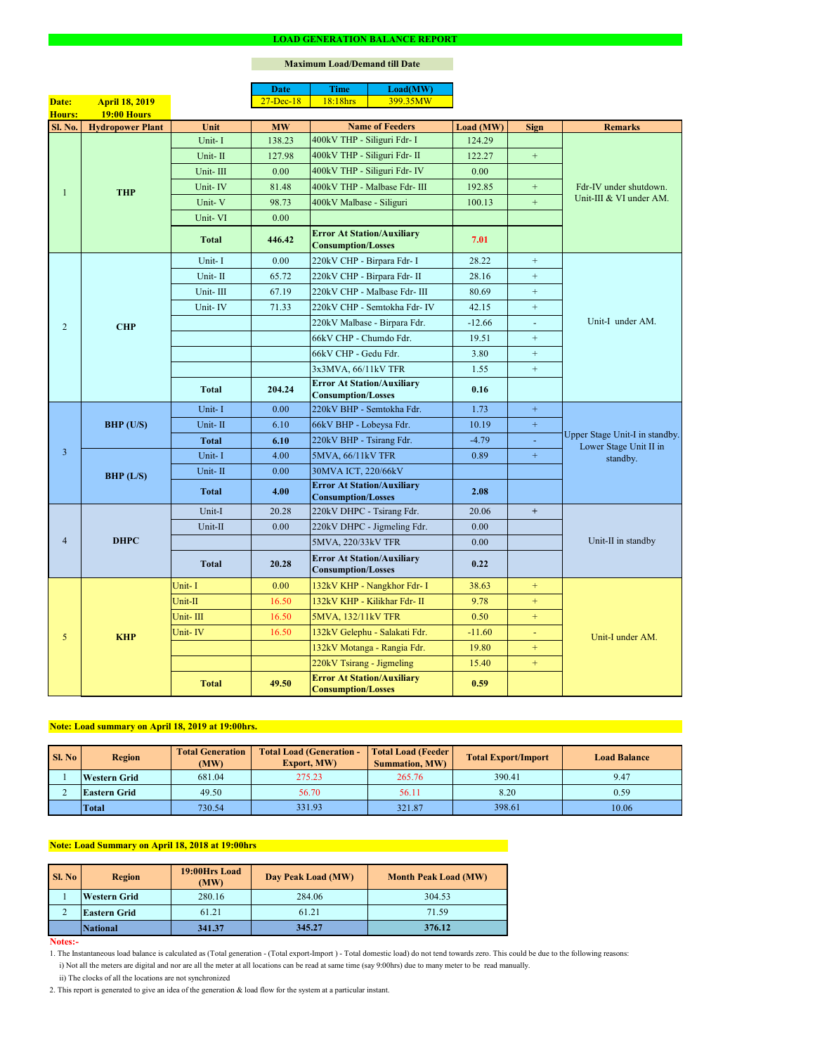# LOAD GENERATION BALANCE REPORT

**Maximum Load/Demand till Date**

| Date | Time | Load(MW) |
|---|---|---|
| 27-Dec-18 | 18:18hrs | 399.35MW |

**Date:** April 18, 2019
**Hours:** 19:00 Hours

| Sl. No. | Hydropower Plant | Unit | MW | Name of Feeders | Load (MW) | Sign | Remarks |
|---|---|---|---|---|---|---|---|
| 1 | THP | Unit- I | 138.23 | 400kV THP - Siliguri Fdr- I | 124.29 | | Fdr-IV under shutdown. Unit-III & VI under AM. |
| | | Unit- II | 127.98 | 400kV THP - Siliguri Fdr- II | 122.27 | + | |
| | | Unit- III | 0.00 | 400kV THP - Siliguri Fdr- IV | 0.00 | | |
| | | Unit- IV | 81.48 | 400kV THP - Malbase Fdr- III | 192.85 | + | |
| | | Unit- V | 98.73 | 400kV Malbase - Siliguri | 100.13 | + | |
| | | Unit- VI | 0.00 | | | | |
| | | **Total** | **446.42** | **Error At Station/Auxiliary Consumption/Losses** | **7.01** | | |
| 2 | CHP | Unit- I | 0.00 | 220kV CHP - Birpara Fdr- I | 28.22 | + | Unit-I under AM. |
| | | Unit- II | 65.72 | 220kV CHP - Birpara Fdr- II | 28.16 | + | |
| | | Unit- III | 67.19 | 220kV CHP - Malbase Fdr- III | 80.69 | + | |
| | | Unit- IV | 71.33 | 220kV CHP - Semtokha Fdr- IV | 42.15 | + | |
| | | | | 220kV Malbase - Birpara Fdr. | -12.66 | - | |
| | | | | 66kV CHP - Chumdo Fdr. | 19.51 | + | |
| | | | | 66kV CHP - Gedu Fdr. | 3.80 | + | |
| | | | | 3x3MVA, 66/11kV TFR | 1.55 | + | |
| | | **Total** | **204.24** | **Error At Station/Auxiliary Consumption/Losses** | **0.16** | | |
| 3 | BHP (U/S) | Unit- I | 0.00 | 220kV BHP - Semtokha Fdr. | 1.73 | + | Upper Stage Unit-I in standby. Lower Stage Unit II in standby. |
| | | Unit- II | 6.10 | 66kV BHP - Lobeysa Fdr. | 10.19 | + | |
| | | **Total** | **6.10** | 220kV BHP - Tsirang Fdr. | -4.79 | - | |
| | BHP (L/S) | Unit- I | 4.00 | 5MVA, 66/11kV TFR | 0.89 | + | |
| | | Unit- II | 0.00 | 30MVA ICT, 220/66kV | | | |
| | | **Total** | **4.00** | **Error At Station/Auxiliary Consumption/Losses** | **2.08** | | |
| 4 | DHPC | Unit-I | 20.28 | 220kV DHPC - Tsirang Fdr. | 20.06 | + | Unit-II in standby |
| | | Unit-II | 0.00 | 220kV DHPC - Jigmeling Fdr. | 0.00 | | |
| | | | | 5MVA, 220/33kV TFR | 0.00 | | |
| | | **Total** | **20.28** | **Error At Station/Auxiliary Consumption/Losses** | **0.22** | | |
| 5 | KHP | Unit- I | 0.00 | 132kV KHP - Nangkhor Fdr- I | 38.63 | + | Unit-I under AM. |
| | | Unit-II | 16.50 | 132kV KHP - Kilikhar Fdr- II | 9.78 | + | |
| | | Unit- III | 16.50 | 5MVA, 132/11kV TFR | 0.50 | + | |
| | | Unit- IV | 16.50 | 132kV Gelephu - Salakati Fdr. | -11.60 | - | |
| | | | | 132kV Motanga - Rangia Fdr. | 19.80 | + | |
| | | | | 220kV Tsirang - Jigmeling | 15.40 | + | |
| | | **Total** | **49.50** | **Error At Station/Auxiliary Consumption/Losses** | **0.59** | | |

**Note: Load summary on April 18, 2019 at 19:00hrs.**

| Sl. No | Region | Total Generation (MW) | Total Load (Generation - Export, MW) | Total Load (Feeder Summation, MW) | Total Export/Import | Load Balance |
|---|---|---|---|---|---|---|
| 1 | Western Grid | 681.04 | 275.23 | 265.76 | 390.41 | 9.47 |
| 2 | Eastern Grid | 49.50 | 56.70 | 56.11 | 8.20 | 0.59 |
| | **Total** | 730.54 | 331.93 | 321.87 | 398.61 | 10.06 |

**Note: Load Summary on April 18, 2018 at 19:00hrs**

| Sl. No | Region | 19:00Hrs Load (MW) | Day Peak Load (MW) | Month Peak Load (MW) |
|---|---|---|---|---|
| 1 | Western Grid | 280.16 | 284.06 | 304.53 |
| 2 | Eastern Grid | 61.21 | 61.21 | 71.59 |
| | **National** | **341.37** | **345.27** | **376.12** |

**Notes:-**

1. The Instantaneous load balance is calculated as (Total generation - (Total export-Import ) - Total domestic load) do not tend towards zero. This could be due to the following reasons:
   i) Not all the meters are digital and nor are all the meter at all locations can be read at same time (say 9:00hrs) due to many meter to be read manually.
   ii) The clocks of all the locations are not synchronized
2. This report is generated to give an idea of the generation & load flow for the system at a particular instant.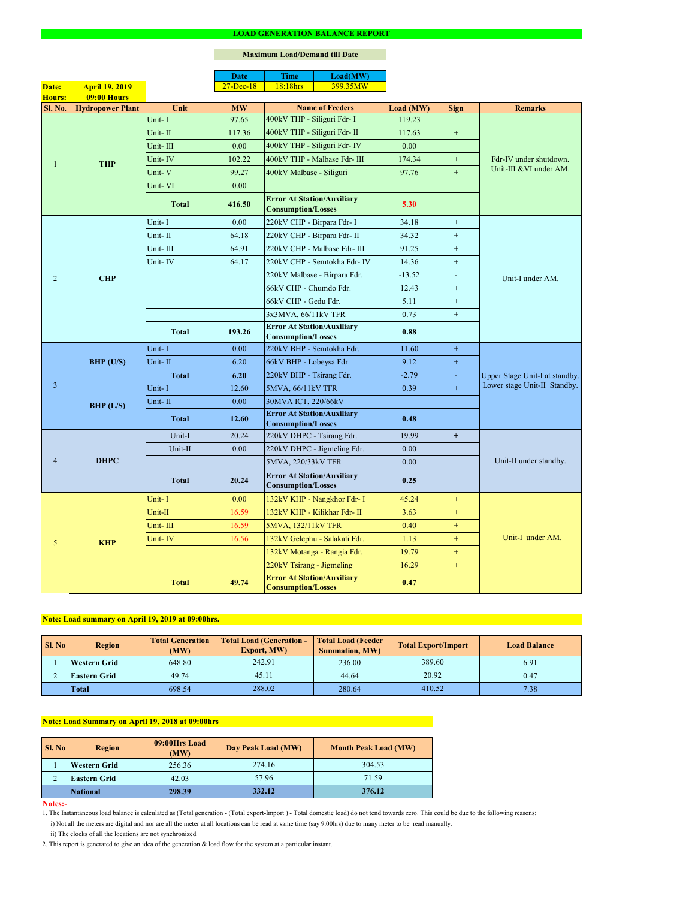**LOAD GENERATION BALANCE REPORT**

**Maximum Load/Demand till Date**

| Date | Time | Load(MW) |
|---|---|---|
| 27-Dec-18 | 18:18hrs | 399.35MW |

**Date:** April 19, 2019
**Hours:** 09:00 Hours

| Sl. No. | Hydropower Plant | Unit | MW | Name of Feeders | Load (MW) | Sign | Remarks |
|---|---|---|---|---|---|---|---|
| 1 | THP | Unit- I | 97.65 | 400kV THP - Siliguri Fdr- I | 119.23 | | Fdr-IV under shutdown. Unit-III &VI under AM. |
| | | Unit- II | 117.36 | 400kV THP - Siliguri Fdr- II | 117.63 | + | |
| | | Unit- III | 0.00 | 400kV THP - Siliguri Fdr- IV | 0.00 | | |
| | | Unit- IV | 102.22 | 400kV THP - Malbase Fdr- III | 174.34 | + | |
| | | Unit- V | 99.27 | 400kV Malbase - Siliguri | 97.76 | + | |
| | | Unit- VI | 0.00 | | | | |
| | | **Total** | **416.50** | **Error At Station/Auxiliary Consumption/Losses** | **5.30** | | |
| 2 | CHP | Unit- I | 0.00 | 220kV CHP - Birpara Fdr- I | 34.18 | + | Unit-I under AM. |
| | | Unit- II | 64.18 | 220kV CHP - Birpara Fdr- II | 34.32 | + | |
| | | Unit- III | 64.91 | 220kV CHP - Malbase Fdr- III | 91.25 | + | |
| | | Unit- IV | 64.17 | 220kV CHP - Semtokha Fdr- IV | 14.36 | + | |
| | | | | 220kV Malbase - Birpara Fdr. | -13.52 | - | |
| | | | | 66kV CHP - Chumdo Fdr. | 12.43 | + | |
| | | | | 66kV CHP - Gedu Fdr. | 5.11 | + | |
| | | | | 3x3MVA, 66/11kV TFR | 0.73 | + | |
| | | **Total** | **193.26** | **Error At Station/Auxiliary Consumption/Losses** | **0.88** | | |
| 3 | BHP (U/S) | Unit- I | 0.00 | 220kV BHP - Semtokha Fdr. | 11.60 | + | Upper Stage Unit-I at standby. Lower stage Unit-II Standby. |
| | | Unit- II | 6.20 | 66kV BHP - Lobeysa Fdr. | 9.12 | + | |
| | | **Total** | **6.20** | 220kV BHP - Tsirang Fdr. | -2.79 | - | |
| | BHP (L/S) | Unit- I | 12.60 | 5MVA, 66/11kV TFR | 0.39 | + | |
| | | Unit- II | 0.00 | 30MVA ICT, 220/66kV | | | |
| | | **Total** | **12.60** | **Error At Station/Auxiliary Consumption/Losses** | **0.48** | | |
| 4 | DHPC | Unit-I | 20.24 | 220kV DHPC - Tsirang Fdr. | 19.99 | + | Unit-II under standby. |
| | | Unit-II | 0.00 | 220kV DHPC - Jigmeling Fdr. | 0.00 | | |
| | | | | 5MVA, 220/33kV TFR | 0.00 | | |
| | | **Total** | **20.24** | **Error At Station/Auxiliary Consumption/Losses** | **0.25** | | |
| 5 | KHP | Unit- I | 0.00 | 132kV KHP - Nangkhor Fdr- I | 45.24 | + | Unit-I under AM. |
| | | Unit-II | 16.59 | 132kV KHP - Kilikhar Fdr- II | 3.63 | + | |
| | | Unit- III | 16.59 | 5MVA, 132/11kV TFR | 0.40 | + | |
| | | Unit- IV | 16.56 | 132kV Gelephu - Salakati Fdr. | 1.13 | + | |
| | | | | 132kV Motanga - Rangia Fdr. | 19.79 | + | |
| | | | | 220kV Tsirang - Jigmeling | 16.29 | + | |
| | | **Total** | **49.74** | **Error At Station/Auxiliary Consumption/Losses** | **0.47** | | |

**Note: Load summary on April 19, 2019 at 09:00hrs.**

| Sl. No | Region | Total Generation (MW) | Total Load (Generation - Export, MW) | Total Load (Feeder Summation, MW) | Total Export/Import | Load Balance |
|---|---|---|---|---|---|---|
| 1 | Western Grid | 648.80 | 242.91 | 236.00 | 389.60 | 6.91 |
| 2 | Eastern Grid | 49.74 | 45.11 | 44.64 | 20.92 | 0.47 |
| | Total | 698.54 | 288.02 | 280.64 | 410.52 | 7.38 |

**Note: Load Summary on April 19, 2018 at 09:00hrs**

| Sl. No | Region | 09:00Hrs Load (MW) | Day Peak Load (MW) | Month Peak Load (MW) |
|---|---|---|---|---|
| 1 | Western Grid | 256.36 | 274.16 | 304.53 |
| 2 | Eastern Grid | 42.03 | 57.96 | 71.59 |
| | **National** | **298.39** | **332.12** | **376.12** |

**Notes:-**

1. The Instantaneous load balance is calculated as (Total generation - (Total export-Import ) - Total domestic load) do not tend towards zero. This could be due to the following reasons:
   i) Not all the meters are digital and nor are all the meter at all locations can be read at same time (say 9:00hrs) due to many meter to be read manually.
   ii) The clocks of all the locations are not synchronized
2. This report is generated to give an idea of the generation & load flow for the system at a particular instant.